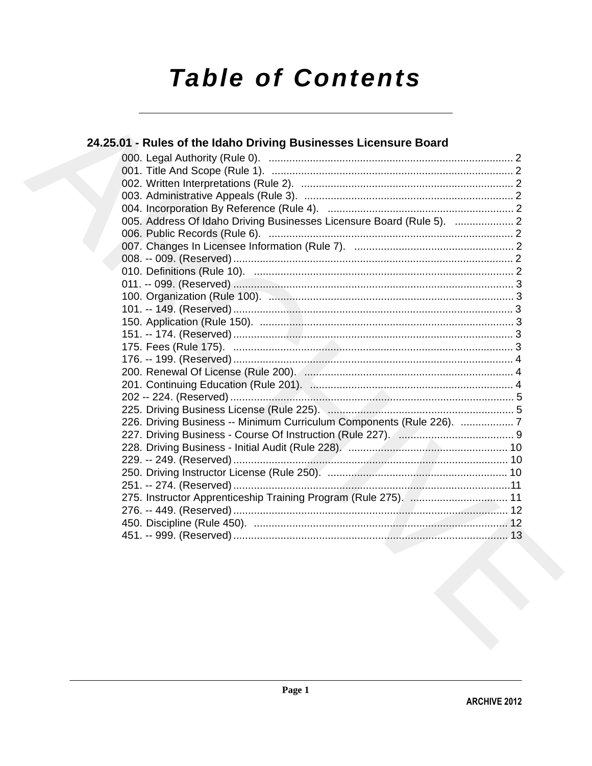# Table of Contents

## 24.25.01 - Rules of the Idaho Driving Businesses Licensure Board

000. Legal Authority (Rule 0). ..... 2
001. Title And Scope (Rule 1). ..... 2
002. Written Interpretations (Rule 2). ..... 2
003. Administrative Appeals (Rule 3). ..... 2
004. Incorporation By Reference (Rule 4). ..... 2
005. Address Of Idaho Driving Businesses Licensure Board (Rule 5). ..... 2
006. Public Records (Rule 6). ..... 2
007. Changes In Licensee Information (Rule 7). ..... 2
008. -- 009. (Reserved) ..... 2
010. Definitions (Rule 10). ..... 2
011. -- 099. (Reserved) ..... 3
100. Organization (Rule 100). ..... 3
101. -- 149. (Reserved) ..... 3
150. Application (Rule 150). ..... 3
151. -- 174. (Reserved) ..... 3
175. Fees (Rule 175). ..... 3
176. -- 199. (Reserved) ..... 4
200. Renewal Of License (Rule 200). ..... 4
201. Continuing Education (Rule 201). ..... 4
202 -- 224. (Reserved) ..... 5
225. Driving Business License (Rule 225). ..... 5
226. Driving Business -- Minimum Curriculum Components (Rule 226). ..... 7
227. Driving Business - Course Of Instruction (Rule 227). ..... 9
228. Driving Business - Initial Audit (Rule 228). ..... 10
229. -- 249. (Reserved) ..... 10
250. Driving Instructor License (Rule 250). ..... 10
251. -- 274. (Reserved) ..... 11
275. Instructor Apprenticeship Training Program (Rule 275). ..... 11
276. -- 449. (Reserved) ..... 12
450. Discipline (Rule 450). ..... 12
451. -- 999. (Reserved) ..... 13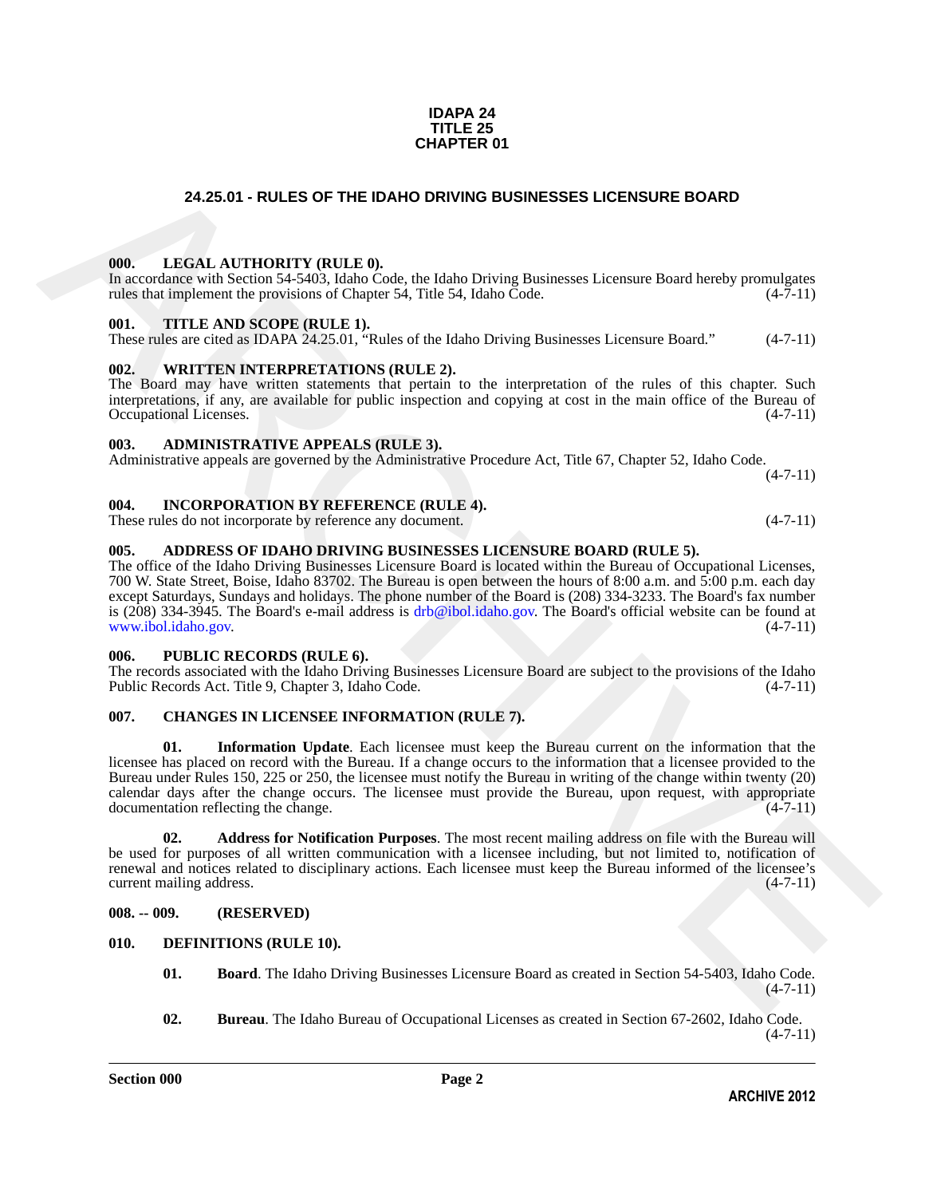**IDAPA 24**
**TITLE 25**
**CHAPTER 01**

# 24.25.01 - RULES OF THE IDAHO DRIVING BUSINESSES LICENSURE BOARD

### 000. LEGAL AUTHORITY (RULE 0).

In accordance with Section 54-5403, Idaho Code, the Idaho Driving Businesses Licensure Board hereby promulgates rules that implement the provisions of Chapter 54, Title 54, Idaho Code. (4-7-11)

### 001. TITLE AND SCOPE (RULE 1).

These rules are cited as IDAPA 24.25.01, "Rules of the Idaho Driving Businesses Licensure Board." (4-7-11)

### 002. WRITTEN INTERPRETATIONS (RULE 2).

The Board may have written statements that pertain to the interpretation of the rules of this chapter. Such interpretations, if any, are available for public inspection and copying at cost in the main office of the Bureau of Occupational Licenses. (4-7-11)

### 003. ADMINISTRATIVE APPEALS (RULE 3).

Administrative appeals are governed by the Administrative Procedure Act, Title 67, Chapter 52, Idaho Code. (4-7-11)

### 004. INCORPORATION BY REFERENCE (RULE 4).

These rules do not incorporate by reference any document. (4-7-11)

### 005. ADDRESS OF IDAHO DRIVING BUSINESSES LICENSURE BOARD (RULE 5).

The office of the Idaho Driving Businesses Licensure Board is located within the Bureau of Occupational Licenses, 700 W. State Street, Boise, Idaho 83702. The Bureau is open between the hours of 8:00 a.m. and 5:00 p.m. each day except Saturdays, Sundays and holidays. The phone number of the Board is (208) 334-3233. The Board's fax number is (208) 334-3945. The Board's e-mail address is drb@ibol.idaho.gov. The Board's official website can be found at www.ibol.idaho.gov. (4-7-11)

### 006. PUBLIC RECORDS (RULE 6).

The records associated with the Idaho Driving Businesses Licensure Board are subject to the provisions of the Idaho Public Records Act. Title 9, Chapter 3, Idaho Code. (4-7-11)

### 007. CHANGES IN LICENSEE INFORMATION (RULE 7).

**01. Information Update**. Each licensee must keep the Bureau current on the information that the licensee has placed on record with the Bureau. If a change occurs to the information that a licensee provided to the Bureau under Rules 150, 225 or 250, the licensee must notify the Bureau in writing of the change within twenty (20) calendar days after the change occurs. The licensee must provide the Bureau, upon request, with appropriate documentation reflecting the change. (4-7-11)

**02. Address for Notification Purposes**. The most recent mailing address on file with the Bureau will be used for purposes of all written communication with a licensee including, but not limited to, notification of renewal and notices related to disciplinary actions. Each licensee must keep the Bureau informed of the licensee's current mailing address. (4-7-11)

### 008. -- 009. (RESERVED)

### 010. DEFINITIONS (RULE 10).

**01. Board**. The Idaho Driving Businesses Licensure Board as created in Section 54-5403, Idaho Code. (4-7-11)

**02. Bureau**. The Idaho Bureau of Occupational Licenses as created in Section 67-2602, Idaho Code. (4-7-11)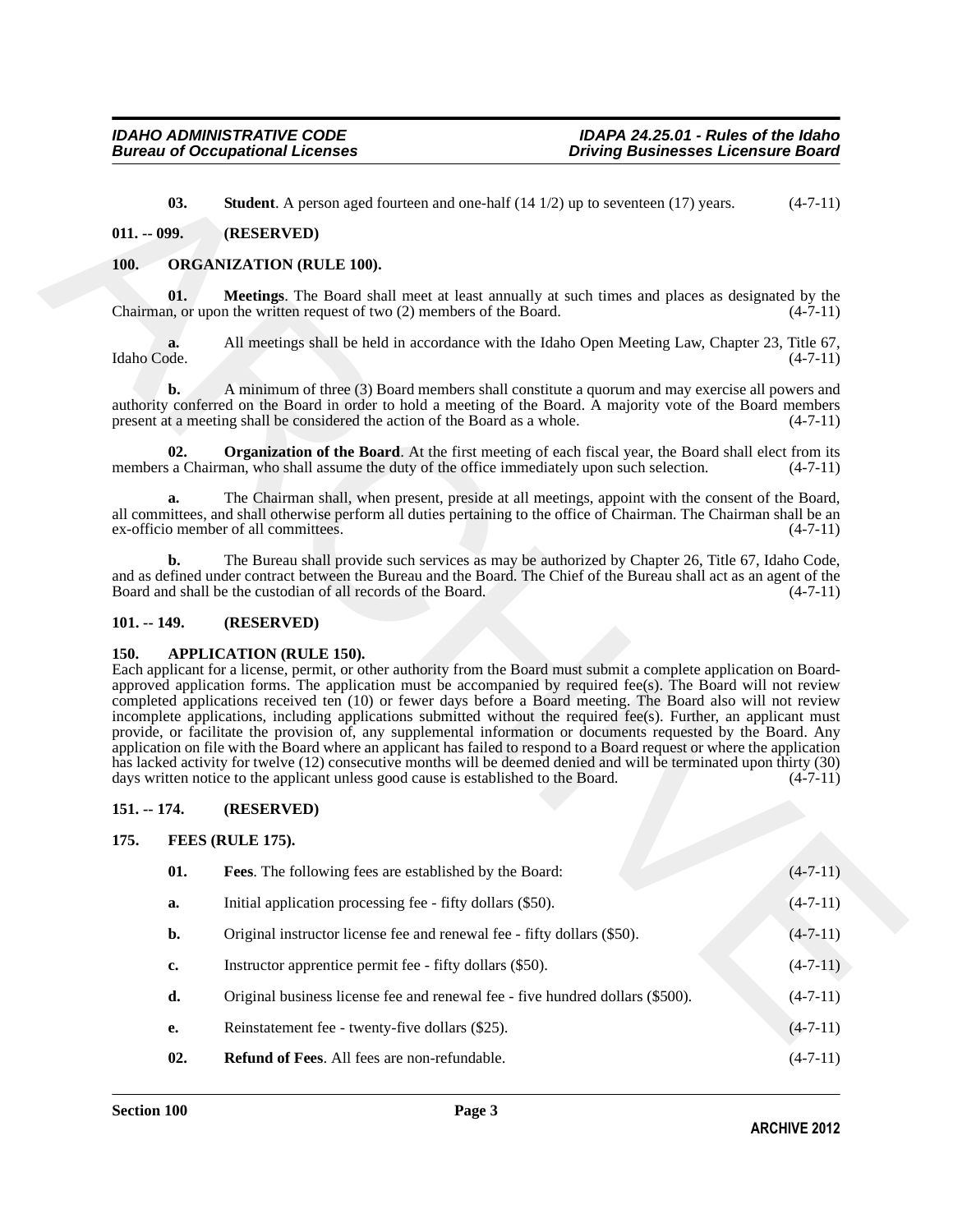**03. Student**. A person aged fourteen and one-half (14 1/2) up to seventeen (17) years. (4-7-11)

## 011. -- 099. (RESERVED)

## 100. ORGANIZATION (RULE 100).

**01. Meetings**. The Board shall meet at least annually at such times and places as designated by the Chairman, or upon the written request of two (2) members of the Board. (4-7-11)

**a.** All meetings shall be held in accordance with the Idaho Open Meeting Law, Chapter 23, Title 67, Idaho Code. (4-7-11)

**b.** A minimum of three (3) Board members shall constitute a quorum and may exercise all powers and authority conferred on the Board in order to hold a meeting of the Board. A majority vote of the Board members present at a meeting shall be considered the action of the Board as a whole. (4-7-11)

**02. Organization of the Board**. At the first meeting of each fiscal year, the Board shall elect from its members a Chairman, who shall assume the duty of the office immediately upon such selection. (4-7-11)

**a.** The Chairman shall, when present, preside at all meetings, appoint with the consent of the Board, all committees, and shall otherwise perform all duties pertaining to the office of Chairman. The Chairman shall be an ex-officio member of all committees. (4-7-11)

**b.** The Bureau shall provide such services as may be authorized by Chapter 26, Title 67, Idaho Code, and as defined under contract between the Bureau and the Board. The Chief of the Bureau shall act as an agent of the Board and shall be the custodian of all records of the Board. (4-7-11)

## 101. -- 149. (RESERVED)

## 150. APPLICATION (RULE 150).

Each applicant for a license, permit, or other authority from the Board must submit a complete application on Board-approved application forms. The application must be accompanied by required fee(s). The Board will not review completed applications received ten (10) or fewer days before a Board meeting. The Board also will not review incomplete applications, including applications submitted without the required fee(s). Further, an applicant must provide, or facilitate the provision of, any supplemental information or documents requested by the Board. Any application on file with the Board where an applicant has failed to respond to a Board request or where the application has lacked activity for twelve (12) consecutive months will be deemed denied and will be terminated upon thirty (30) days written notice to the applicant unless good cause is established to the Board. (4-7-11)

## 151. -- 174. (RESERVED)

## 175. FEES (RULE 175).

**01. Fees**. The following fees are established by the Board: (4-7-11)

**a.** Initial application processing fee - fifty dollars ($50). (4-7-11)

**b.** Original instructor license fee and renewal fee - fifty dollars ($50). (4-7-11)

**c.** Instructor apprentice permit fee - fifty dollars ($50). (4-7-11)

**d.** Original business license fee and renewal fee - five hundred dollars ($500). (4-7-11)

**e.** Reinstatement fee - twenty-five dollars ($25). (4-7-11)

**02. Refund of Fees**. All fees are non-refundable. (4-7-11)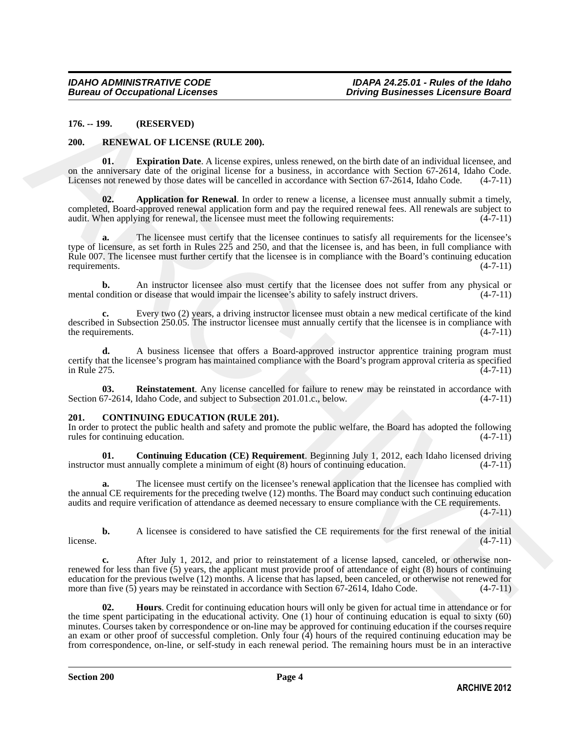**176. -- 199. (RESERVED)**

**200. RENEWAL OF LICENSE (RULE 200).**

**01. Expiration Date**. A license expires, unless renewed, on the birth date of an individual licensee, and on the anniversary date of the original license for a business, in accordance with Section 67-2614, Idaho Code. Licenses not renewed by those dates will be cancelled in accordance with Section 67-2614, Idaho Code. (4-7-11)

**02. Application for Renewal**. In order to renew a license, a licensee must annually submit a timely, completed, Board-approved renewal application form and pay the required renewal fees. All renewals are subject to audit. When applying for renewal, the licensee must meet the following requirements: (4-7-11)

**a.** The licensee must certify that the licensee continues to satisfy all requirements for the licensee's type of licensure, as set forth in Rules 225 and 250, and that the licensee is, and has been, in full compliance with Rule 007. The licensee must further certify that the licensee is in compliance with the Board's continuing education requirements. (4-7-11)

**b.** An instructor licensee also must certify that the licensee does not suffer from any physical or mental condition or disease that would impair the licensee's ability to safely instruct drivers. (4-7-11)

**c.** Every two (2) years, a driving instructor licensee must obtain a new medical certificate of the kind described in Subsection 250.05. The instructor licensee must annually certify that the licensee is in compliance with the requirements. (4-7-11)

**d.** A business licensee that offers a Board-approved instructor apprentice training program must certify that the licensee's program has maintained compliance with the Board's program approval criteria as specified in Rule 275. (4-7-11)

**03. Reinstatement**. Any license cancelled for failure to renew may be reinstated in accordance with Section 67-2614, Idaho Code, and subject to Subsection 201.01.c., below. (4-7-11)

**201. CONTINUING EDUCATION (RULE 201).**

In order to protect the public health and safety and promote the public welfare, the Board has adopted the following rules for continuing education. (4-7-11)

**01. Continuing Education (CE) Requirement**. Beginning July 1, 2012, each Idaho licensed driving instructor must annually complete a minimum of eight (8) hours of continuing education. (4-7-11)

**a.** The licensee must certify on the licensee's renewal application that the licensee has complied with the annual CE requirements for the preceding twelve (12) months. The Board may conduct such continuing education audits and require verification of attendance as deemed necessary to ensure compliance with the CE requirements. (4-7-11)

**b.** A licensee is considered to have satisfied the CE requirements for the first renewal of the initial license. (4-7-11)

**c.** After July 1, 2012, and prior to reinstatement of a license lapsed, canceled, or otherwise non-renewed for less than five (5) years, the applicant must provide proof of attendance of eight (8) hours of continuing education for the previous twelve (12) months. A license that has lapsed, been canceled, or otherwise not renewed for more than five (5) years may be reinstated in accordance with Section 67-2614, Idaho Code. (4-7-11)

**02. Hours**. Credit for continuing education hours will only be given for actual time in attendance or for the time spent participating in the educational activity. One (1) hour of continuing education is equal to sixty (60) minutes. Courses taken by correspondence or on-line may be approved for continuing education if the courses require an exam or other proof of successful completion. Only four (4) hours of the required continuing education may be from correspondence, on-line, or self-study in each renewal period. The remaining hours must be in an interactive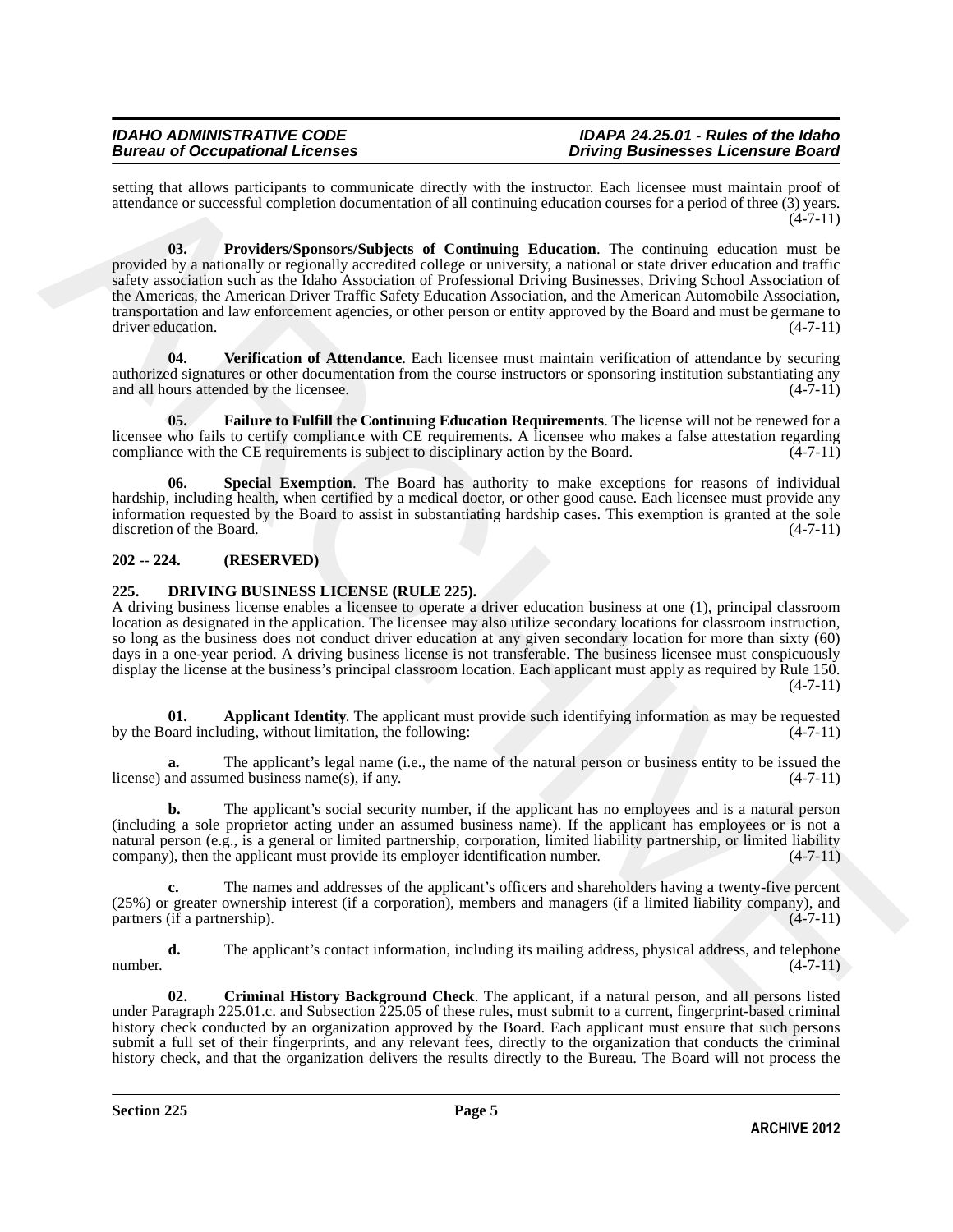setting that allows participants to communicate directly with the instructor. Each licensee must maintain proof of attendance or successful completion documentation of all continuing education courses for a period of three (3) years. (4-7-11)

**03. Providers/Sponsors/Subjects of Continuing Education**. The continuing education must be provided by a nationally or regionally accredited college or university, a national or state driver education and traffic safety association such as the Idaho Association of Professional Driving Businesses, Driving School Association of the Americas, the American Driver Traffic Safety Education Association, and the American Automobile Association, transportation and law enforcement agencies, or other person or entity approved by the Board and must be germane to driver education. (4-7-11)

**04. Verification of Attendance**. Each licensee must maintain verification of attendance by securing authorized signatures or other documentation from the course instructors or sponsoring institution substantiating any and all hours attended by the licensee. (4-7-11)

**05. Failure to Fulfill the Continuing Education Requirements**. The license will not be renewed for a licensee who fails to certify compliance with CE requirements. A licensee who makes a false attestation regarding compliance with the CE requirements is subject to disciplinary action by the Board. (4-7-11)

**06. Special Exemption**. The Board has authority to make exceptions for reasons of individual hardship, including health, when certified by a medical doctor, or other good cause. Each licensee must provide any information requested by the Board to assist in substantiating hardship cases. This exemption is granted at the sole discretion of the Board. (4-7-11)

## 202 -- 224. (RESERVED)

## 225. DRIVING BUSINESS LICENSE (RULE 225).

A driving business license enables a licensee to operate a driver education business at one (1), principal classroom location as designated in the application. The licensee may also utilize secondary locations for classroom instruction, so long as the business does not conduct driver education at any given secondary location for more than sixty (60) days in a one-year period. A driving business license is not transferable. The business licensee must conspicuously display the license at the business's principal classroom location. Each applicant must apply as required by Rule 150. (4-7-11)

**01. Applicant Identity**. The applicant must provide such identifying information as may be requested by the Board including, without limitation, the following: (4-7-11)

**a.** The applicant's legal name (i.e., the name of the natural person or business entity to be issued the license) and assumed business name(s), if any. (4-7-11)

**b.** The applicant's social security number, if the applicant has no employees and is a natural person (including a sole proprietor acting under an assumed business name). If the applicant has employees or is not a natural person (e.g., is a general or limited partnership, corporation, limited liability partnership, or limited liability company), then the applicant must provide its employer identification number. (4-7-11)

**c.** The names and addresses of the applicant's officers and shareholders having a twenty-five percent (25%) or greater ownership interest (if a corporation), members and managers (if a limited liability company), and partners (if a partnership). (4-7-11)

**d.** The applicant's contact information, including its mailing address, physical address, and telephone number. (4-7-11)

**02. Criminal History Background Check**. The applicant, if a natural person, and all persons listed under Paragraph 225.01.c. and Subsection 225.05 of these rules, must submit to a current, fingerprint-based criminal history check conducted by an organization approved by the Board. Each applicant must ensure that such persons submit a full set of their fingerprints, and any relevant fees, directly to the organization that conducts the criminal history check, and that the organization delivers the results directly to the Bureau. The Board will not process the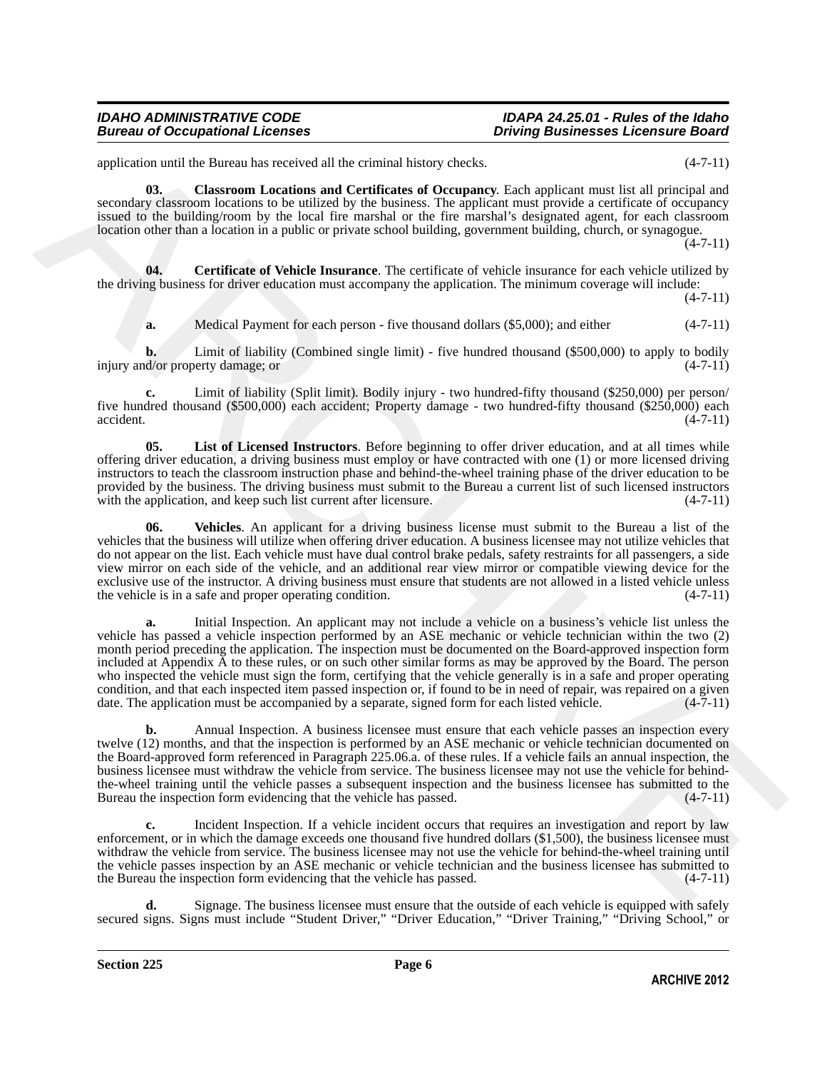application until the Bureau has received all the criminal history checks. (4-7-11)

**03. Classroom Locations and Certificates of Occupancy**. Each applicant must list all principal and secondary classroom locations to be utilized by the business. The applicant must provide a certificate of occupancy issued to the building/room by the local fire marshal or the fire marshal's designated agent, for each classroom location other than a location in a public or private school building, government building, church, or synagogue. (4-7-11)

**04. Certificate of Vehicle Insurance**. The certificate of vehicle insurance for each vehicle utilized by the driving business for driver education must accompany the application. The minimum coverage will include: (4-7-11)

**a.** Medical Payment for each person - five thousand dollars ($5,000); and either (4-7-11)

**b.** Limit of liability (Combined single limit) - five hundred thousand ($500,000) to apply to bodily injury and/or property damage; or (4-7-11)

**c.** Limit of liability (Split limit). Bodily injury - two hundred-fifty thousand ($250,000) per person/ five hundred thousand ($500,000) each accident; Property damage - two hundred-fifty thousand ($250,000) each accident. (4-7-11)

**05. List of Licensed Instructors**. Before beginning to offer driver education, and at all times while offering driver education, a driving business must employ or have contracted with one (1) or more licensed driving instructors to teach the classroom instruction phase and behind-the-wheel training phase of the driver education to be provided by the business. The driving business must submit to the Bureau a current list of such licensed instructors with the application, and keep such list current after licensure. (4-7-11)

**06. Vehicles**. An applicant for a driving business license must submit to the Bureau a list of the vehicles that the business will utilize when offering driver education. A business licensee may not utilize vehicles that do not appear on the list. Each vehicle must have dual control brake pedals, safety restraints for all passengers, a side view mirror on each side of the vehicle, and an additional rear view mirror or compatible viewing device for the exclusive use of the instructor. A driving business must ensure that students are not allowed in a listed vehicle unless the vehicle is in a safe and proper operating condition. (4-7-11)

**a.** Initial Inspection. An applicant may not include a vehicle on a business's vehicle list unless the vehicle has passed a vehicle inspection performed by an ASE mechanic or vehicle technician within the two (2) month period preceding the application. The inspection must be documented on the Board-approved inspection form included at Appendix A to these rules, or on such other similar forms as may be approved by the Board. The person who inspected the vehicle must sign the form, certifying that the vehicle generally is in a safe and proper operating condition, and that each inspected item passed inspection or, if found to be in need of repair, was repaired on a given date. The application must be accompanied by a separate, signed form for each listed vehicle. (4-7-11)

**b.** Annual Inspection. A business licensee must ensure that each vehicle passes an inspection every twelve (12) months, and that the inspection is performed by an ASE mechanic or vehicle technician documented on the Board-approved form referenced in Paragraph 225.06.a. of these rules. If a vehicle fails an annual inspection, the business licensee must withdraw the vehicle from service. The business licensee may not use the vehicle for behind-the-wheel training until the vehicle passes a subsequent inspection and the business licensee has submitted to the Bureau the inspection form evidencing that the vehicle has passed. (4-7-11)

**c.** Incident Inspection. If a vehicle incident occurs that requires an investigation and report by law enforcement, or in which the damage exceeds one thousand five hundred dollars ($1,500), the business licensee must withdraw the vehicle from service. The business licensee may not use the vehicle for behind-the-wheel training until the vehicle passes inspection by an ASE mechanic or vehicle technician and the business licensee has submitted to the Bureau the inspection form evidencing that the vehicle has passed. (4-7-11)

**d.** Signage. The business licensee must ensure that the outside of each vehicle is equipped with safely secured signs. Signs must include "Student Driver," "Driver Education," "Driver Training," "Driving School," or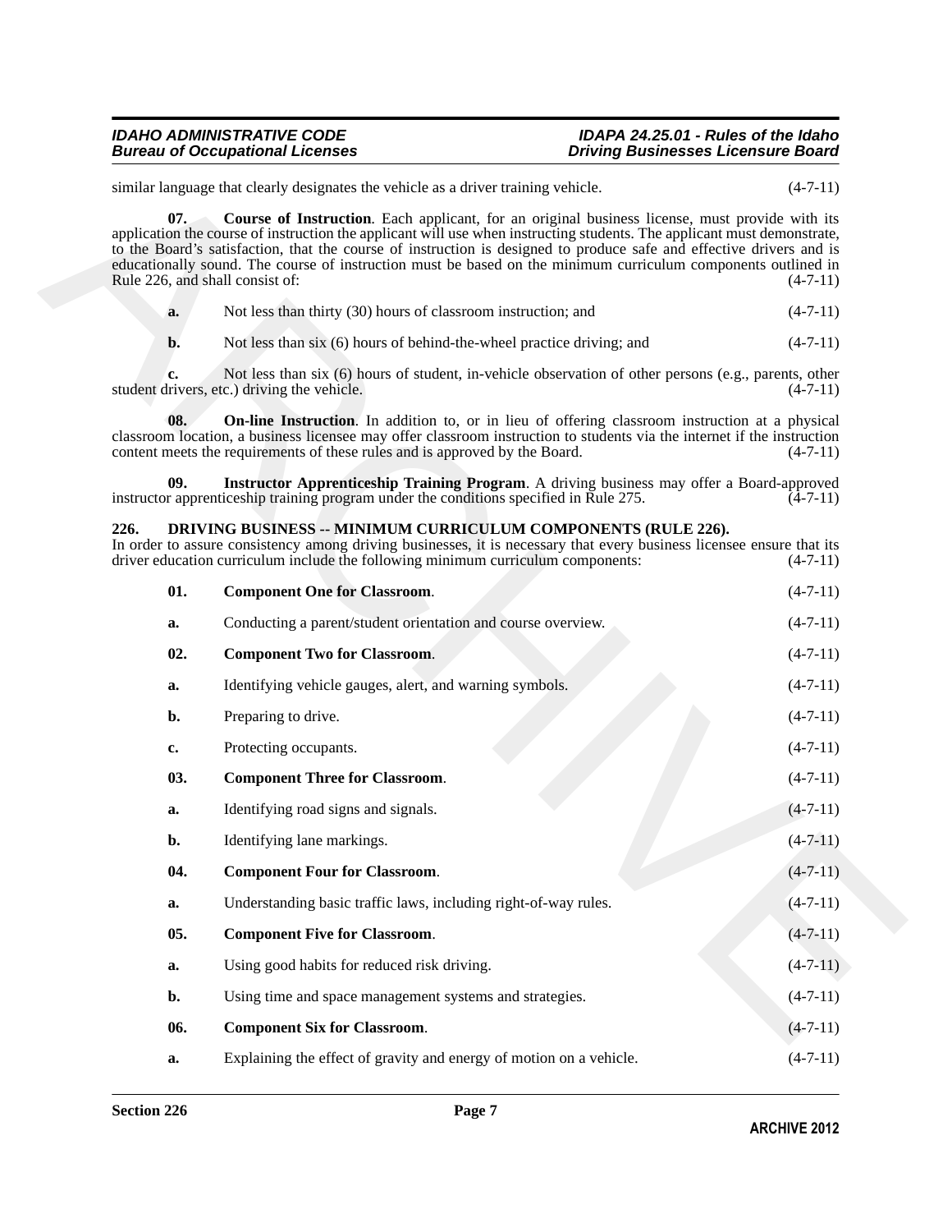similar language that clearly designates the vehicle as a driver training vehicle. (4-7-11)

**07. Course of Instruction**. Each applicant, for an original business license, must provide with its application the course of instruction the applicant will use when instructing students. The applicant must demonstrate, to the Board's satisfaction, that the course of instruction is designed to produce safe and effective drivers and is educationally sound. The course of instruction must be based on the minimum curriculum components outlined in Rule 226, and shall consist of: (4-7-11)

**a.** Not less than thirty (30) hours of classroom instruction; and (4-7-11)

**b.** Not less than six (6) hours of behind-the-wheel practice driving; and (4-7-11)

**c.** Not less than six (6) hours of student, in-vehicle observation of other persons (e.g., parents, other student drivers, etc.) driving the vehicle. (4-7-11)

**08. On-line Instruction**. In addition to, or in lieu of offering classroom instruction at a physical classroom location, a business licensee may offer classroom instruction to students via the internet if the instruction content meets the requirements of these rules and is approved by the Board. (4-7-11)

**09. Instructor Apprenticeship Training Program**. A driving business may offer a Board-approved instructor apprenticeship training program under the conditions specified in Rule 275. (4-7-11)

## 226. DRIVING BUSINESS -- MINIMUM CURRICULUM COMPONENTS (RULE 226).

In order to assure consistency among driving businesses, it is necessary that every business licensee ensure that its driver education curriculum include the following minimum curriculum components: (4-7-11)

**01. Component One for Classroom**. (4-7-11)

**a.** Conducting a parent/student orientation and course overview. (4-7-11)

**02. Component Two for Classroom**. (4-7-11)

**a.** Identifying vehicle gauges, alert, and warning symbols. (4-7-11)

**b.** Preparing to drive. (4-7-11)

**c.** Protecting occupants. (4-7-11)

**03. Component Three for Classroom**. (4-7-11)

**a.** Identifying road signs and signals. (4-7-11)

**b.** Identifying lane markings. (4-7-11)

**04. Component Four for Classroom**. (4-7-11)

**a.** Understanding basic traffic laws, including right-of-way rules. (4-7-11)

**05. Component Five for Classroom**. (4-7-11)

**a.** Using good habits for reduced risk driving. (4-7-11)

**b.** Using time and space management systems and strategies. (4-7-11)

**06. Component Six for Classroom**. (4-7-11)

**a.** Explaining the effect of gravity and energy of motion on a vehicle. (4-7-11)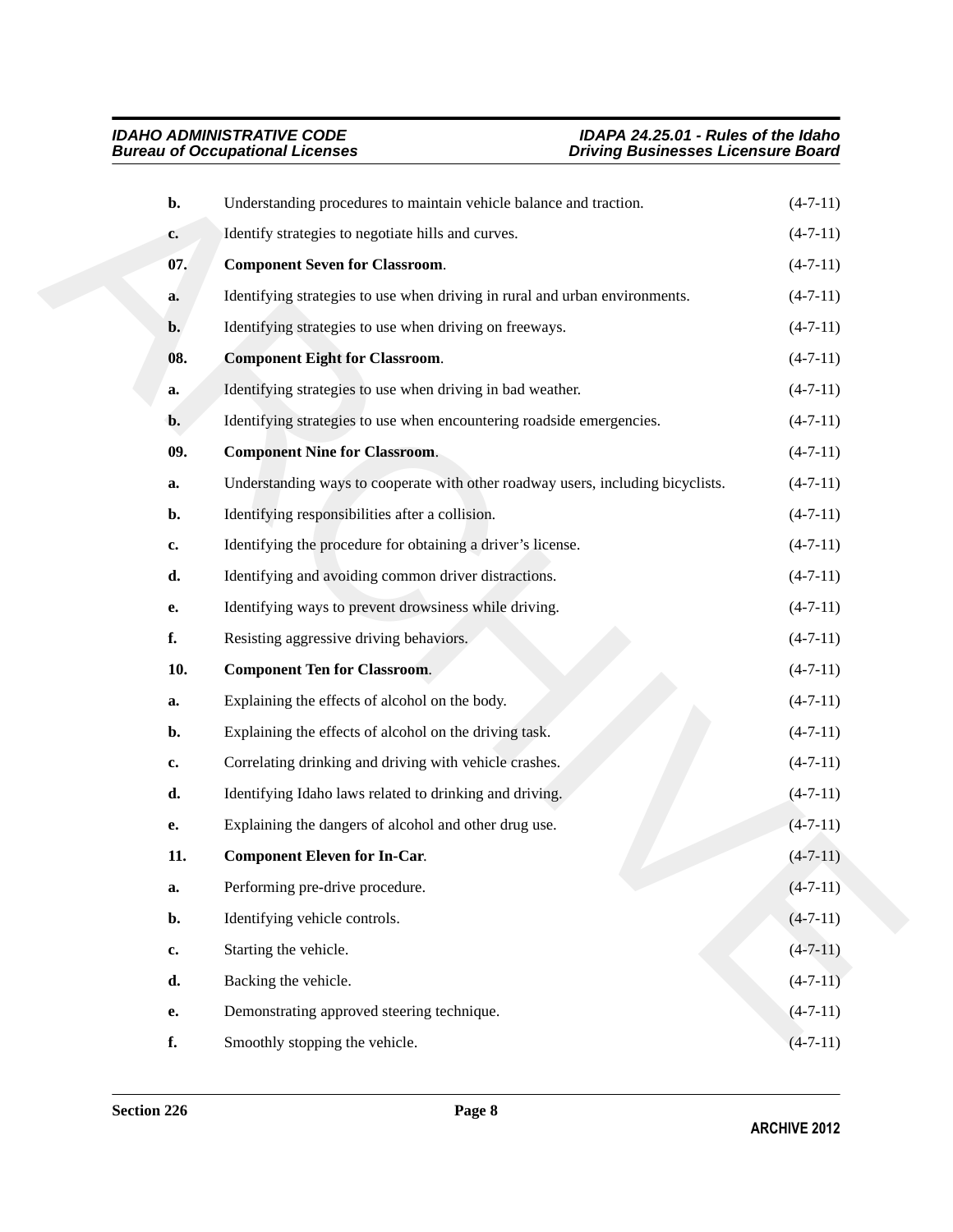**b.** Understanding procedures to maintain vehicle balance and traction. (4-7-11)

**c.** Identify strategies to negotiate hills and curves. (4-7-11)

**07. Component Seven for Classroom**. (4-7-11)

**a.** Identifying strategies to use when driving in rural and urban environments. (4-7-11)

**b.** Identifying strategies to use when driving on freeways. (4-7-11)

**08. Component Eight for Classroom**. (4-7-11)

**a.** Identifying strategies to use when driving in bad weather. (4-7-11)

**b.** Identifying strategies to use when encountering roadside emergencies. (4-7-11)

**09. Component Nine for Classroom**. (4-7-11)

**a.** Understanding ways to cooperate with other roadway users, including bicyclists. (4-7-11)

**b.** Identifying responsibilities after a collision. (4-7-11)

**c.** Identifying the procedure for obtaining a driver's license. (4-7-11)

**d.** Identifying and avoiding common driver distractions. (4-7-11)

**e.** Identifying ways to prevent drowsiness while driving. (4-7-11)

**f.** Resisting aggressive driving behaviors. (4-7-11)

**10. Component Ten for Classroom**. (4-7-11)

**a.** Explaining the effects of alcohol on the body. (4-7-11)

**b.** Explaining the effects of alcohol on the driving task. (4-7-11)

**c.** Correlating drinking and driving with vehicle crashes. (4-7-11)

**d.** Identifying Idaho laws related to drinking and driving. (4-7-11)

**e.** Explaining the dangers of alcohol and other drug use. (4-7-11)

**11. Component Eleven for In-Car**. (4-7-11)

**a.** Performing pre-drive procedure. (4-7-11)

**b.** Identifying vehicle controls. (4-7-11)

**c.** Starting the vehicle. (4-7-11)

**d.** Backing the vehicle. (4-7-11)

**e.** Demonstrating approved steering technique. (4-7-11)

**f.** Smoothly stopping the vehicle. (4-7-11)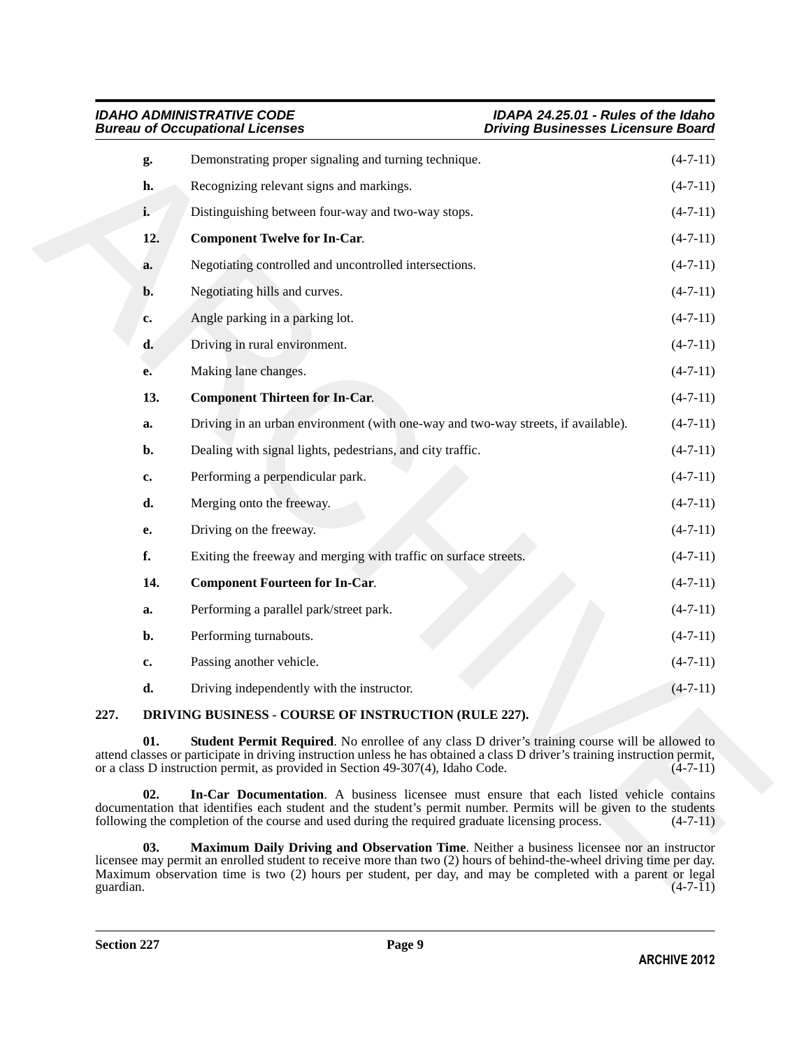**g.** Demonstrating proper signaling and turning technique. (4-7-11)

**h.** Recognizing relevant signs and markings. (4-7-11)

**i.** Distinguishing between four-way and two-way stops. (4-7-11)

**12. Component Twelve for In-Car**. (4-7-11)

**a.** Negotiating controlled and uncontrolled intersections. (4-7-11)

**b.** Negotiating hills and curves. (4-7-11)

**c.** Angle parking in a parking lot. (4-7-11)

**d.** Driving in rural environment. (4-7-11)

**e.** Making lane changes. (4-7-11)

**13. Component Thirteen for In-Car**. (4-7-11)

**a.** Driving in an urban environment (with one-way and two-way streets, if available). (4-7-11)

**b.** Dealing with signal lights, pedestrians, and city traffic. (4-7-11)

**c.** Performing a perpendicular park. (4-7-11)

**d.** Merging onto the freeway. (4-7-11)

**e.** Driving on the freeway. (4-7-11)

**f.** Exiting the freeway and merging with traffic on surface streets. (4-7-11)

**14. Component Fourteen for In-Car**. (4-7-11)

**a.** Performing a parallel park/street park. (4-7-11)

**b.** Performing turnabouts. (4-7-11)

**c.** Passing another vehicle. (4-7-11)

**d.** Driving independently with the instructor. (4-7-11)

## 227. DRIVING BUSINESS - COURSE OF INSTRUCTION (RULE 227).

**01. Student Permit Required**. No enrollee of any class D driver's training course will be allowed to attend classes or participate in driving instruction unless he has obtained a class D driver's training instruction permit, or a class D instruction permit, as provided in Section 49-307(4), Idaho Code. (4-7-11)

**02. In-Car Documentation**. A business licensee must ensure that each listed vehicle contains documentation that identifies each student and the student's permit number. Permits will be given to the students following the completion of the course and used during the required graduate licensing process. (4-7-11)

**03. Maximum Daily Driving and Observation Time**. Neither a business licensee nor an instructor licensee may permit an enrolled student to receive more than two (2) hours of behind-the-wheel driving time per day. Maximum observation time is two (2) hours per student, per day, and may be completed with a parent or legal guardian. (4-7-11)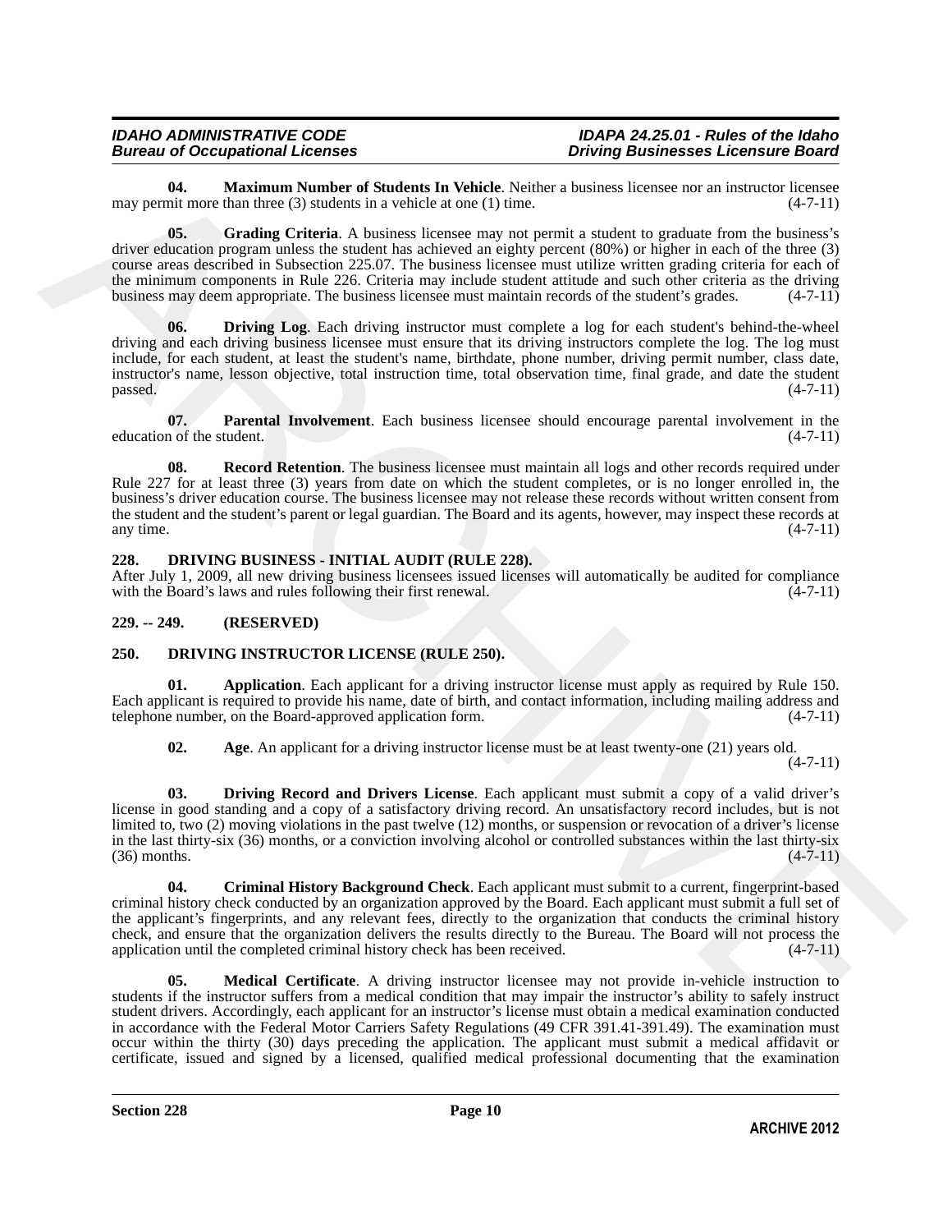**04. Maximum Number of Students In Vehicle**. Neither a business licensee nor an instructor licensee may permit more than three (3) students in a vehicle at one (1) time. (4-7-11)

**05. Grading Criteria**. A business licensee may not permit a student to graduate from the business's driver education program unless the student has achieved an eighty percent (80%) or higher in each of the three (3) course areas described in Subsection 225.07. The business licensee must utilize written grading criteria for each of the minimum components in Rule 226. Criteria may include student attitude and such other criteria as the driving business may deem appropriate. The business licensee must maintain records of the student's grades. (4-7-11)

**06. Driving Log**. Each driving instructor must complete a log for each student's behind-the-wheel driving and each driving business licensee must ensure that its driving instructors complete the log. The log must include, for each student, at least the student's name, birthdate, phone number, driving permit number, class date, instructor's name, lesson objective, total instruction time, total observation time, final grade, and date the student passed. (4-7-11)

**07. Parental Involvement**. Each business licensee should encourage parental involvement in the education of the student. (4-7-11)

**08. Record Retention**. The business licensee must maintain all logs and other records required under Rule 227 for at least three (3) years from date on which the student completes, or is no longer enrolled in, the business's driver education course. The business licensee may not release these records without written consent from the student and the student's parent or legal guardian. The Board and its agents, however, may inspect these records at any time. (4-7-11)

## 228. DRIVING BUSINESS - INITIAL AUDIT (RULE 228).

After July 1, 2009, all new driving business licensees issued licenses will automatically be audited for compliance with the Board's laws and rules following their first renewal. (4-7-11)

## 229. -- 249. (RESERVED)

## 250. DRIVING INSTRUCTOR LICENSE (RULE 250).

**01. Application**. Each applicant for a driving instructor license must apply as required by Rule 150. Each applicant is required to provide his name, date of birth, and contact information, including mailing address and telephone number, on the Board-approved application form. (4-7-11)

**02. Age**. An applicant for a driving instructor license must be at least twenty-one (21) years old. (4-7-11)

**03. Driving Record and Drivers License**. Each applicant must submit a copy of a valid driver's license in good standing and a copy of a satisfactory driving record. An unsatisfactory record includes, but is not limited to, two (2) moving violations in the past twelve (12) months, or suspension or revocation of a driver's license in the last thirty-six (36) months, or a conviction involving alcohol or controlled substances within the last thirty-six (36) months. (4-7-11)

**04. Criminal History Background Check**. Each applicant must submit to a current, fingerprint-based criminal history check conducted by an organization approved by the Board. Each applicant must submit a full set of the applicant's fingerprints, and any relevant fees, directly to the organization that conducts the criminal history check, and ensure that the organization delivers the results directly to the Bureau. The Board will not process the application until the completed criminal history check has been received. (4-7-11)

**05. Medical Certificate**. A driving instructor licensee may not provide in-vehicle instruction to students if the instructor suffers from a medical condition that may impair the instructor's ability to safely instruct student drivers. Accordingly, each applicant for an instructor's license must obtain a medical examination conducted in accordance with the Federal Motor Carriers Safety Regulations (49 CFR 391.41-391.49). The examination must occur within the thirty (30) days preceding the application. The applicant must submit a medical affidavit or certificate, issued and signed by a licensed, qualified medical professional documenting that the examination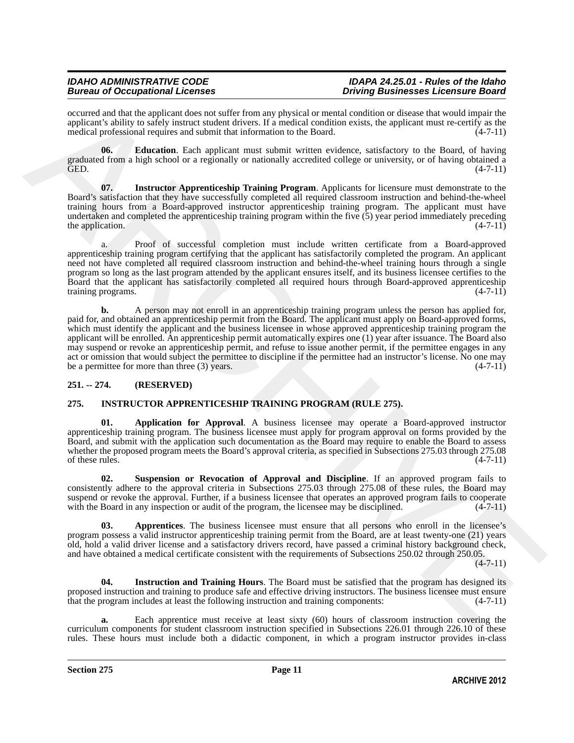occurred and that the applicant does not suffer from any physical or mental condition or disease that would impair the applicant's ability to safely instruct student drivers. If a medical condition exists, the applicant must re-certify as the medical professional requires and submit that information to the Board. (4-7-11)

**06. Education**. Each applicant must submit written evidence, satisfactory to the Board, of having graduated from a high school or a regionally or nationally accredited college or university, or of having obtained a GED. (4-7-11)

**07. Instructor Apprenticeship Training Program**. Applicants for licensure must demonstrate to the Board's satisfaction that they have successfully completed all required classroom instruction and behind-the-wheel training hours from a Board-approved instructor apprenticeship training program. The applicant must have undertaken and completed the apprenticeship training program within the five (5) year period immediately preceding the application. (4-7-11)

a. Proof of successful completion must include written certificate from a Board-approved apprenticeship training program certifying that the applicant has satisfactorily completed the program. An applicant need not have completed all required classroom instruction and behind-the-wheel training hours through a single program so long as the last program attended by the applicant ensures itself, and its business licensee certifies to the Board that the applicant has satisfactorily completed all required hours through Board-approved apprenticeship training programs. (4-7-11)

**b.** A person may not enroll in an apprenticeship training program unless the person has applied for, paid for, and obtained an apprenticeship permit from the Board. The applicant must apply on Board-approved forms, which must identify the applicant and the business licensee in whose approved apprenticeship training program the applicant will be enrolled. An apprenticeship permit automatically expires one (1) year after issuance. The Board also may suspend or revoke an apprenticeship permit, and refuse to issue another permit, if the permittee engages in any act or omission that would subject the permittee to discipline if the permittee had an instructor's license. No one may be a permittee for more than three (3) years. (4-7-11)

## 251. -- 274. (RESERVED)

## 275. INSTRUCTOR APPRENTICESHIP TRAINING PROGRAM (RULE 275).

**01. Application for Approval**. A business licensee may operate a Board-approved instructor apprenticeship training program. The business licensee must apply for program approval on forms provided by the Board, and submit with the application such documentation as the Board may require to enable the Board to assess whether the proposed program meets the Board's approval criteria, as specified in Subsections 275.03 through 275.08 of these rules. (4-7-11)

**02. Suspension or Revocation of Approval and Discipline**. If an approved program fails to consistently adhere to the approval criteria in Subsections 275.03 through 275.08 of these rules, the Board may suspend or revoke the approval. Further, if a business licensee that operates an approved program fails to cooperate with the Board in any inspection or audit of the program, the licensee may be disciplined. (4-7-11)

**03. Apprentices**. The business licensee must ensure that all persons who enroll in the licensee's program possess a valid instructor apprenticeship training permit from the Board, are at least twenty-one (21) years old, hold a valid driver license and a satisfactory drivers record, have passed a criminal history background check, and have obtained a medical certificate consistent with the requirements of Subsections 250.02 through 250.05. (4-7-11)

**04. Instruction and Training Hours**. The Board must be satisfied that the program has designed its proposed instruction and training to produce safe and effective driving instructors. The business licensee must ensure that the program includes at least the following instruction and training components: (4-7-11)

**a.** Each apprentice must receive at least sixty (60) hours of classroom instruction covering the curriculum components for student classroom instruction specified in Subsections 226.01 through 226.10 of these rules. These hours must include both a didactic component, in which a program instructor provides in-class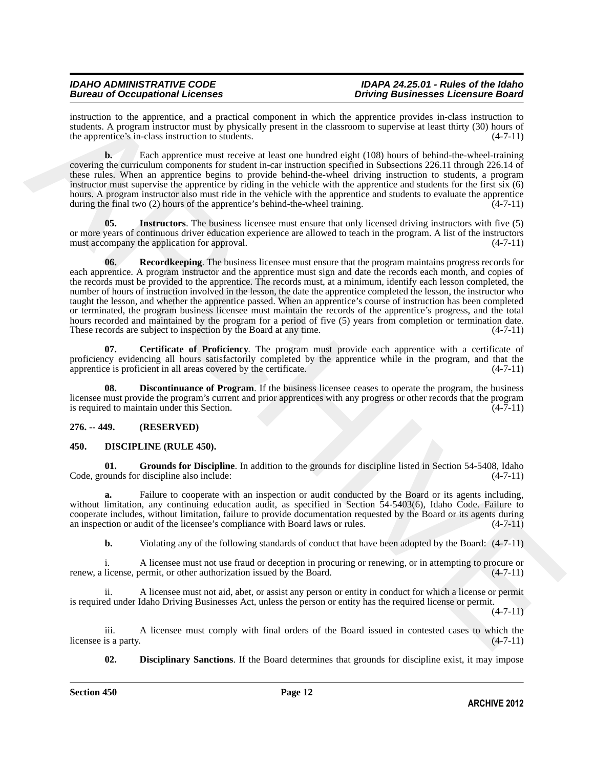instruction to the apprentice, and a practical component in which the apprentice provides in-class instruction to students. A program instructor must by physically present in the classroom to supervise at least thirty (30) hours of the apprentice's in-class instruction to students. (4-7-11)

**b.** Each apprentice must receive at least one hundred eight (108) hours of behind-the-wheel-training covering the curriculum components for student in-car instruction specified in Subsections 226.11 through 226.14 of these rules. When an apprentice begins to provide behind-the-wheel driving instruction to students, a program instructor must supervise the apprentice by riding in the vehicle with the apprentice and students for the first six (6) hours. A program instructor also must ride in the vehicle with the apprentice and students to evaluate the apprentice during the final two (2) hours of the apprentice's behind-the-wheel training. (4-7-11)

**05. Instructors**. The business licensee must ensure that only licensed driving instructors with five (5) or more years of continuous driver education experience are allowed to teach in the program. A list of the instructors must accompany the application for approval. (4-7-11)

**06. Recordkeeping**. The business licensee must ensure that the program maintains progress records for each apprentice. A program instructor and the apprentice must sign and date the records each month, and copies of the records must be provided to the apprentice. The records must, at a minimum, identify each lesson completed, the number of hours of instruction involved in the lesson, the date the apprentice completed the lesson, the instructor who taught the lesson, and whether the apprentice passed. When an apprentice's course of instruction has been completed or terminated, the program business licensee must maintain the records of the apprentice's progress, and the total hours recorded and maintained by the program for a period of five (5) years from completion or termination date. These records are subject to inspection by the Board at any time. (4-7-11)

**07. Certificate of Proficiency**. The program must provide each apprentice with a certificate of proficiency evidencing all hours satisfactorily completed by the apprentice while in the program, and that the apprentice is proficient in all areas covered by the certificate. (4-7-11)

**08. Discontinuance of Program**. If the business licensee ceases to operate the program, the business licensee must provide the program's current and prior apprentices with any progress or other records that the program is required to maintain under this Section. (4-7-11)

## 276. -- 449. (RESERVED)

## 450. DISCIPLINE (RULE 450).

**01. Grounds for Discipline**. In addition to the grounds for discipline listed in Section 54-5408, Idaho Code, grounds for discipline also include: (4-7-11)

**a.** Failure to cooperate with an inspection or audit conducted by the Board or its agents including, without limitation, any continuing education audit, as specified in Section 54-5403(6), Idaho Code. Failure to cooperate includes, without limitation, failure to provide documentation requested by the Board or its agents during an inspection or audit of the licensee's compliance with Board laws or rules. (4-7-11)

**b.** Violating any of the following standards of conduct that have been adopted by the Board: (4-7-11)

i. A licensee must not use fraud or deception in procuring or renewing, or in attempting to procure or renew, a license, permit, or other authorization issued by the Board. (4-7-11)

ii. A licensee must not aid, abet, or assist any person or entity in conduct for which a license or permit is required under Idaho Driving Businesses Act, unless the person or entity has the required license or permit. (4-7-11)

iii. A licensee must comply with final orders of the Board issued in contested cases to which the licensee is a party. (4-7-11)

**02. Disciplinary Sanctions**. If the Board determines that grounds for discipline exist, it may impose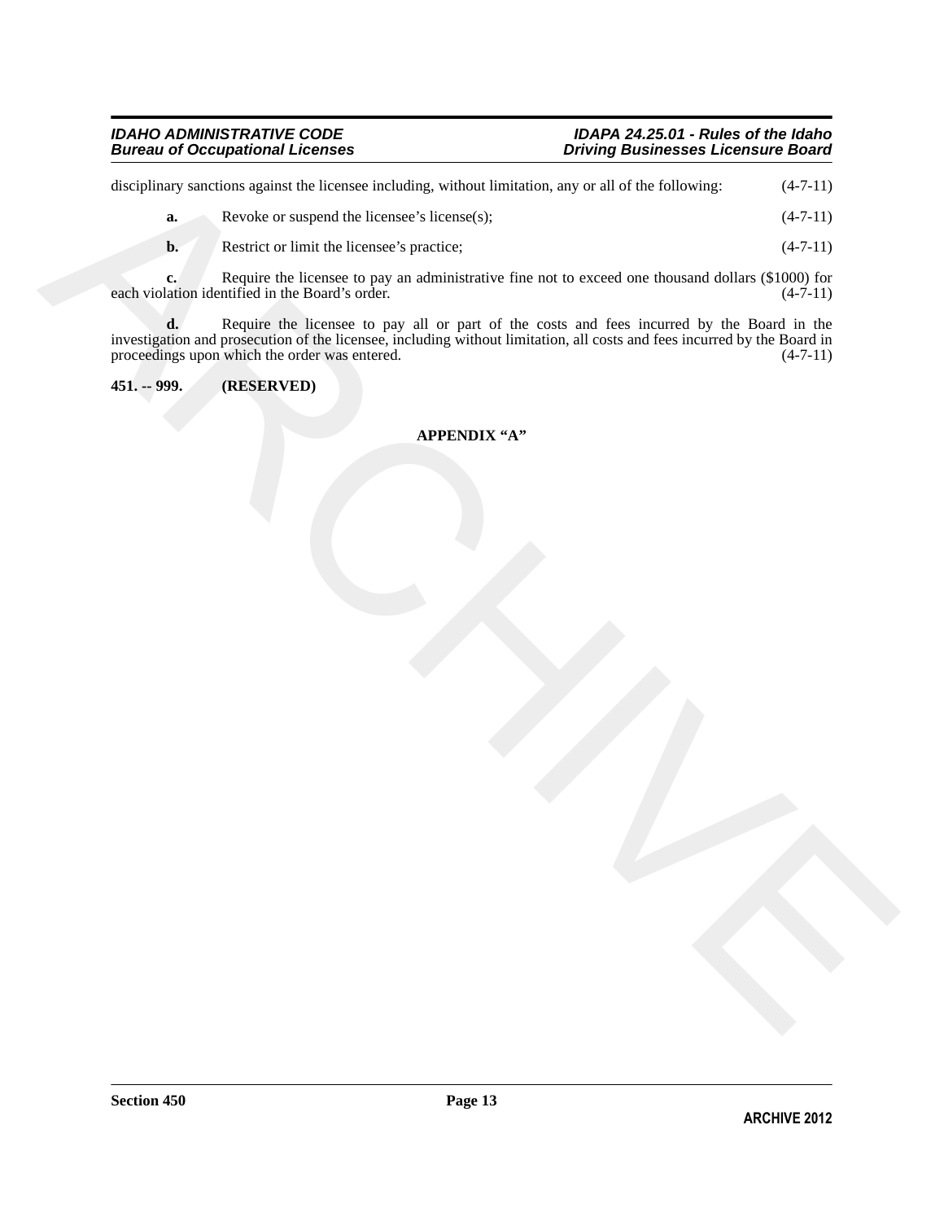disciplinary sanctions against the licensee including, without limitation, any or all of the following: (4-7-11)

**a.** Revoke or suspend the licensee's license(s); (4-7-11)

**b.** Restrict or limit the licensee's practice; (4-7-11)

**c.** Require the licensee to pay an administrative fine not to exceed one thousand dollars ($1000) for each violation identified in the Board's order. (4-7-11)

**d.** Require the licensee to pay all or part of the costs and fees incurred by the Board in the investigation and prosecution of the licensee, including without limitation, all costs and fees incurred by the Board in proceedings upon which the order was entered. (4-7-11)

**451. -- 999. (RESERVED)**

**APPENDIX "A"**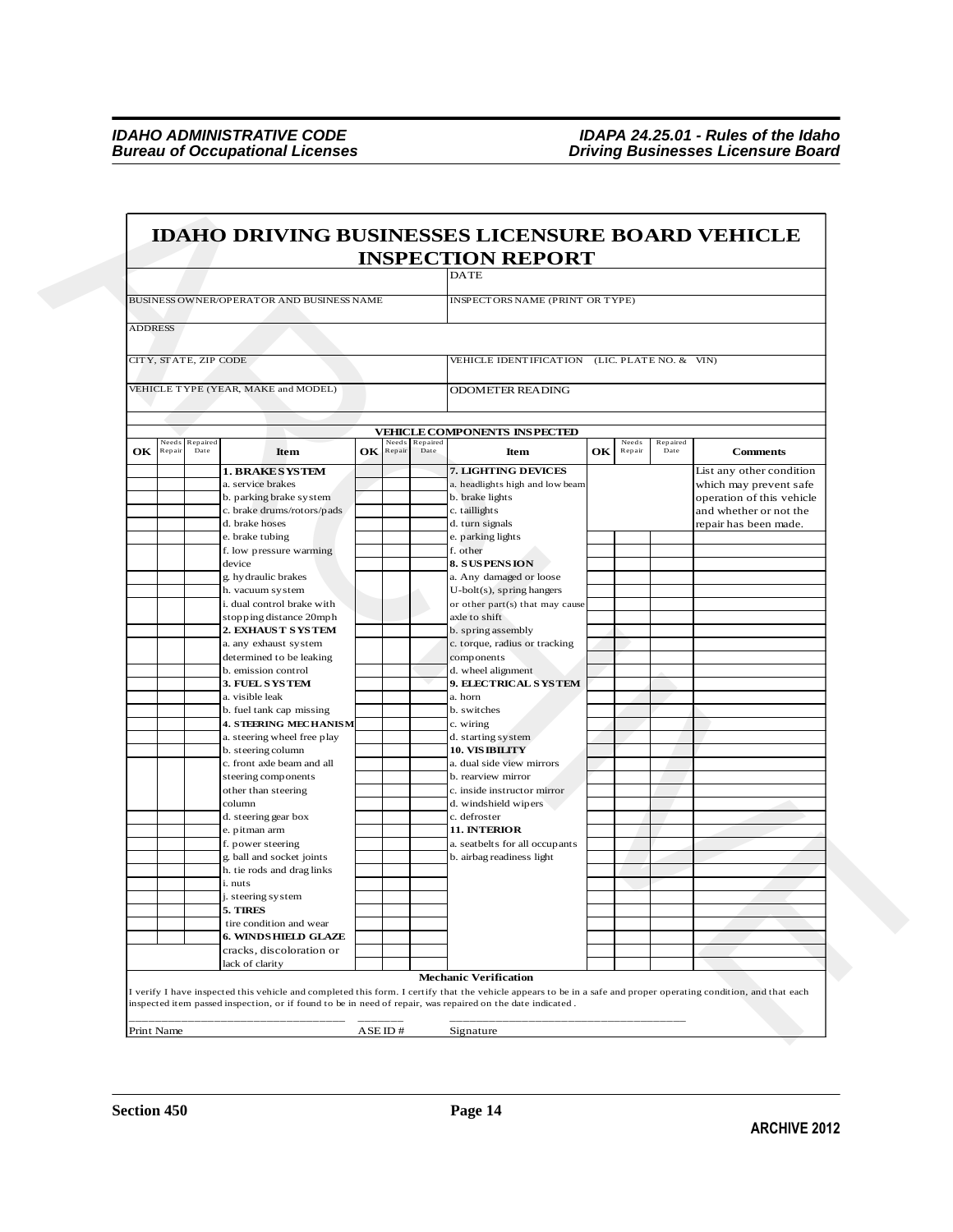# IDAHO DRIVING BUSINESSES LICENSURE BOARD VEHICLE INSPECTION REPORT

| | |
|---|---|
| | DATE |
| BUSINESS OWNER/OPERATOR AND BUSINESS NAME | INSPECTORS NAME (PRINT OR TYPE) |
| ADDRESS | |
| CITY, STATE, ZIP CODE | VEHICLE IDENTIFICATION (LIC. PLATE NO. & VIN) |
| VEHICLE TYPE (YEAR, MAKE and MODEL) | ODOMETER READING |

**VEHICLE COMPONENTS INSPECTED**

| OK | Needs Repair | Repaired Date | Item | OK | Needs Repair | Repaired Date | Item | OK | Needs Repair | Repaired Date | Comments |
|---|---|---|---|---|---|---|---|---|---|---|---|
| | | | **1. BRAKE SYSTEM** | | | | **7. LIGHTING DEVICES** | | | | List any other condition which may prevent safe operation of this vehicle and whether or not the repair has been made. |
| | | | a. service brakes | | | | a. headlights high and low beam | | | | |
| | | | b. parking brake system | | | | b. brake lights | | | | |
| | | | c. brake drums/rotors/pads | | | | c. taillights | | | | |
| | | | d. brake hoses | | | | d. turn signals | | | | |
| | | | e. brake tubing | | | | e. parking lights | | | | |
| | | | f. low pressure warming device | | | | f. other | | | | |
| | | | | | | | **8. SUSPENSION** | | | | |
| | | | g. hydraulic brakes | | | | a. Any damaged or loose | | | | |
| | | | h. vacuum system | | | | U-bolt(s), spring hangers | | | | |
| | | | i. dual control brake with stopping distance 20mph | | | | or other part(s) that may cause axle to shift | | | | |
| | | | **2. EXHAUST SYSTEM** | | | | b. spring assembly | | | | |
| | | | a. any exhaust system determined to be leaking | | | | c. torque, radius or tracking components | | | | |
| | | | b. emission control | | | | d. wheel alignment | | | | |
| | | | **3. FUEL SYSTEM** | | | | **9. ELECTRICAL SYSTEM** | | | | |
| | | | a. visible leak | | | | a. horn | | | | |
| | | | b. fuel tank cap missing | | | | b. switches | | | | |
| | | | **4. STEERING MECHANISM** | | | | c. wiring | | | | |
| | | | a. steering wheel free play | | | | d. starting system | | | | |
| | | | b. steering column | | | | **10. VISIBILITY** | | | | |
| | | | c. front axle beam and all steering components other than steering column | | | | a. dual side view mirrors | | | | |
| | | | | | | | b. rearview mirror | | | | |
| | | | | | | | c. inside instructor mirror | | | | |
| | | | | | | | d. windshield wipers | | | | |
| | | | d. steering gear box | | | | c. defroster | | | | |
| | | | e. pitman arm | | | | **11. INTERIOR** | | | | |
| | | | f. power steering | | | | a. seatbelts for all occupants | | | | |
| | | | g. ball and socket joints | | | | b. airbag readiness light | | | | |
| | | | h. tie rods and drag links | | | | | | | | |
| | | | i. nuts | | | | | | | | |
| | | | j. steering system | | | | | | | | |
| | | | **5. TIRES** | | | | | | | | |
| | | | tire condition and wear | | | | | | | | |
| | | | **6. WINDSHIELD GLAZE** | | | | | | | | |
| | | | cracks, discoloration or lack of clarity | | | | | | | | |

**Mechanic Verification**

I verify I have inspected this vehicle and completed this form. I certify that the vehicle appears to be in a safe and proper operating condition, and that each inspected item passed inspection, or if found to be in need of repair, was repaired on the date indicated.

\_\_\_\_\_\_\_\_\_\_\_\_\_\_\_\_\_\_\_\_\_\_\_\_\_\_\_\_ \_\_\_\_\_\_\_\_ \_\_\_\_\_\_\_\_\_\_\_\_\_\_\_\_\_\_\_\_\_\_\_\_\_\_\_\_

Print Name ASE ID # Signature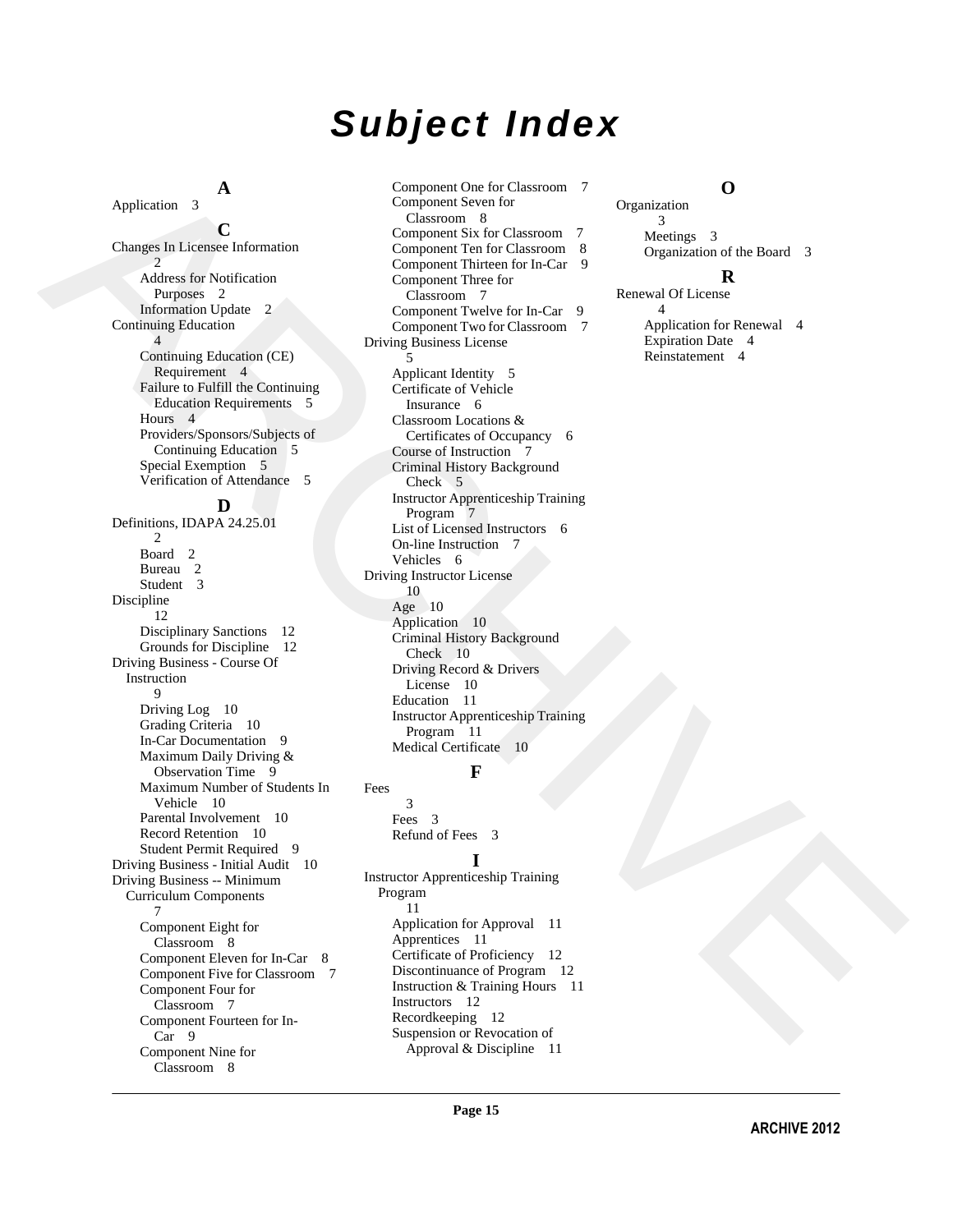# Subject Index

**A**

Application 3

**C**

Changes In Licensee Information 2
- Address for Notification Purposes 2
- Information Update 2

Continuing Education 4
- Continuing Education (CE) Requirement 4
- Failure to Fulfill the Continuing Education Requirements 5
- Hours 4
- Providers/Sponsors/Subjects of Continuing Education 5
- Special Exemption 5
- Verification of Attendance 5

**D**

Definitions, IDAPA 24.25.01 2
- Board 2
- Bureau 2
- Student 3

Discipline 12
- Disciplinary Sanctions 12
- Grounds for Discipline 12

Driving Business - Course Of Instruction 9
- Driving Log 10
- Grading Criteria 10
- In-Car Documentation 9
- Maximum Daily Driving & Observation Time 9
- Maximum Number of Students In Vehicle 10
- Parental Involvement 10
- Record Retention 10
- Student Permit Required 9

Driving Business - Initial Audit 10

Driving Business -- Minimum Curriculum Components 7
- Component Eight for Classroom 8
- Component Eleven for In-Car 8
- Component Five for Classroom 7
- Component Four for Classroom 7
- Component Fourteen for In-Car 9
- Component Nine for Classroom 8
- Component One for Classroom 7
- Component Seven for Classroom 8
- Component Six for Classroom 7
- Component Ten for Classroom 8
- Component Thirteen for In-Car 9
- Component Three for Classroom 7
- Component Twelve for In-Car 9
- Component Two for Classroom 7

Driving Business License 5
- Applicant Identity 5
- Certificate of Vehicle Insurance 6
- Classroom Locations & Certificates of Occupancy 6
- Course of Instruction 7
- Criminal History Background Check 5
- Instructor Apprenticeship Training Program 7
- List of Licensed Instructors 6
- On-line Instruction 7
- Vehicles 6

Driving Instructor License 10
- Age 10
- Application 10
- Criminal History Background Check 10
- Driving Record & Drivers License 10
- Education 11
- Instructor Apprenticeship Training Program 11
- Medical Certificate 10

**F**

Fees 3
- Fees 3
- Refund of Fees 3

**I**

Instructor Apprenticeship Training Program 11
- Application for Approval 11
- Apprentices 11
- Certificate of Proficiency 12
- Discontinuance of Program 12
- Instruction & Training Hours 11
- Instructors 12
- Recordkeeping 12
- Suspension or Revocation of Approval & Discipline 11

**O**

Organization 3
- Meetings 3
- Organization of the Board 3

**R**

Renewal Of License 4
- Application for Renewal 4
- Expiration Date 4
- Reinstatement 4